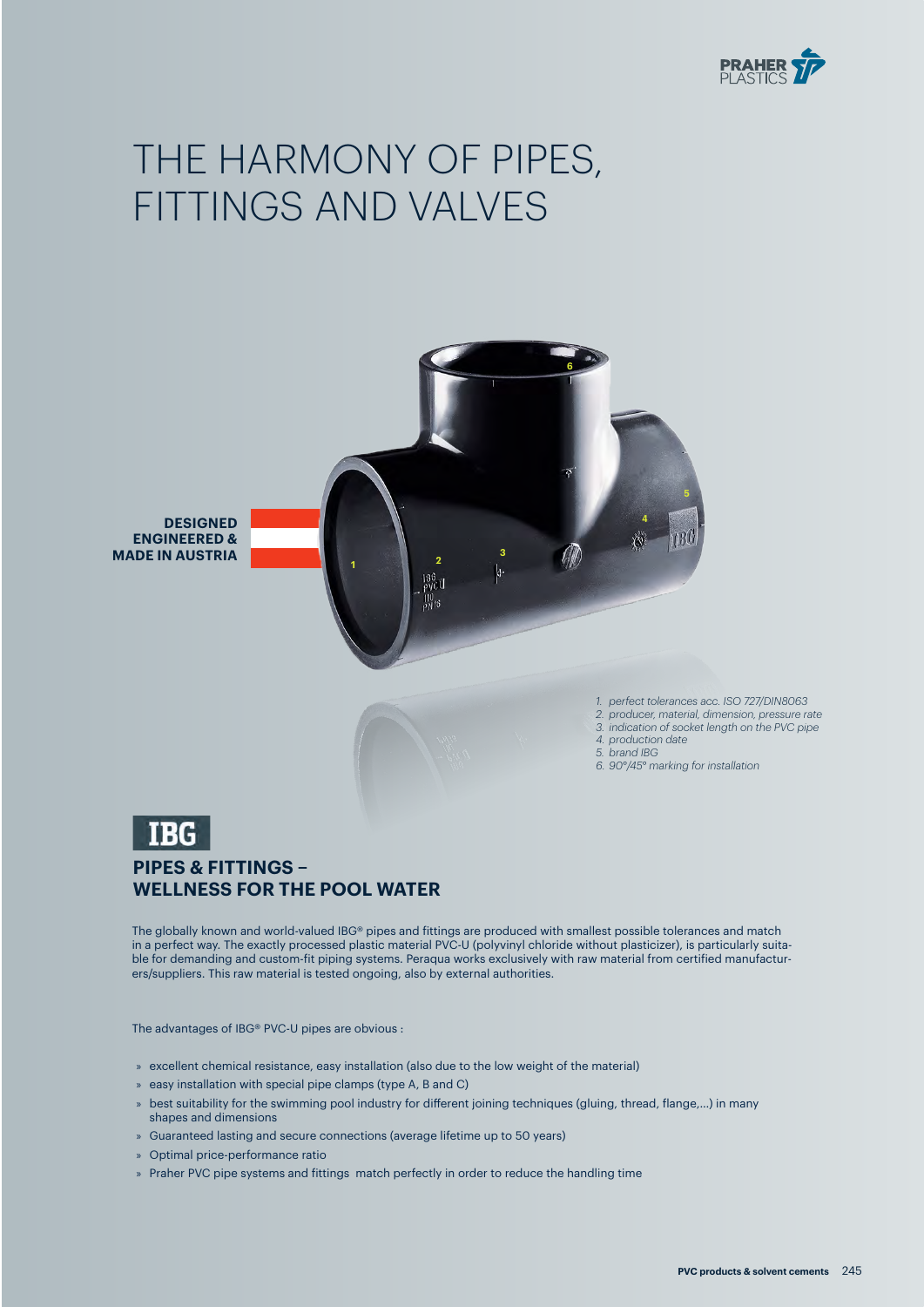# THE HARMONY OF PIPES, FITTINGS AND VALVES

**DESIGNED ENGINEERED & MADE IN AUSTRIA**

1. *perfect tolerances acc. ISO 727/DIN8063*
2. *producer, material, dimension, pressure rate*
3. *indication of socket length on the PVC pipe*
4. *production date*
5. *brand IBG*
6. *90°/45° marking for installation*

IBG

## PIPES & FITTINGS – WELLNESS FOR THE POOL WATER

The globally known and world-valued IBG® pipes and fittings are produced with smallest possible tolerances and match in a perfect way. The exactly processed plastic material PVC-U (polyvinyl chloride without plasticizer), is particularly suitable for demanding and custom-fit piping systems. Peraqua works exclusively with raw material from certified manufacturers/suppliers. This raw material is tested ongoing, also by external authorities.

The advantages of IBG® PVC-U pipes are obvious :

- excellent chemical resistance, easy installation (also due to the low weight of the material)
- easy installation with special pipe clamps (type A, B and C)
- best suitability for the swimming pool industry for different joining techniques (gluing, thread, flange,...) in many shapes and dimensions
- Guaranteed lasting and secure connections (average lifetime up to 50 years)
- Optimal price-performance ratio
- Praher PVC pipe systems and fittings match perfectly in order to reduce the handling time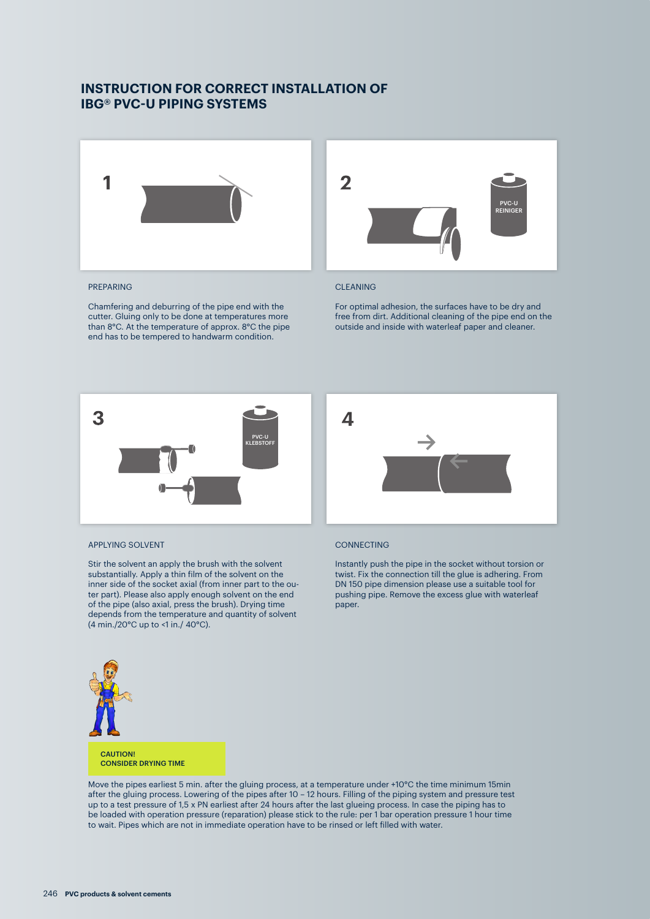# INSTRUCTION FOR CORRECT INSTALLATION OF IBG® PVC-U PIPING SYSTEMS

1

2

PVC-U REINIGER

PREPARING

Chamfering and deburring of the pipe end with the cutter. Gluing only to be done at temperatures more than 8°C. At the temperature of approx. 8°C the pipe end has to be tempered to handwarm condition.

CLEANING

For optimal adhesion, the surfaces have to be dry and free from dirt. Additional cleaning of the pipe end on the outside and inside with waterleaf paper and cleaner.

3

PVC-U KLEBSTOFF

4

APPLYING SOLVENT

Stir the solvent an apply the brush with the solvent substantially. Apply a thin film of the solvent on the inner side of the socket axial (from inner part to the outer part). Please also apply enough solvent on the end of the pipe (also axial, press the brush). Drying time depends from the temperature and quantity of solvent (4 min./20°C up to <1 in./ 40°C).

CONNECTING

Instantly push the pipe in the socket without torsion or twist. Fix the connection till the glue is adhering. From DN 150 pipe dimension please use a suitable tool for pushing pipe. Remove the excess glue with waterleaf paper.

**CAUTION!**
**CONSIDER DRYING TIME**

Move the pipes earliest 5 min. after the gluing process, at a temperature under +10°C the time minimum 15min after the gluing process. Lowering of the pipes after 10 – 12 hours. Filling of the piping system and pressure test up to a test pressure of 1,5 x PN earliest after 24 hours after the last glueing process. In case the piping has to be loaded with operation pressure (reparation) please stick to the rule: per 1 bar operation pressure 1 hour time to wait. Pipes which are not in immediate operation have to be rinsed or left filled with water.